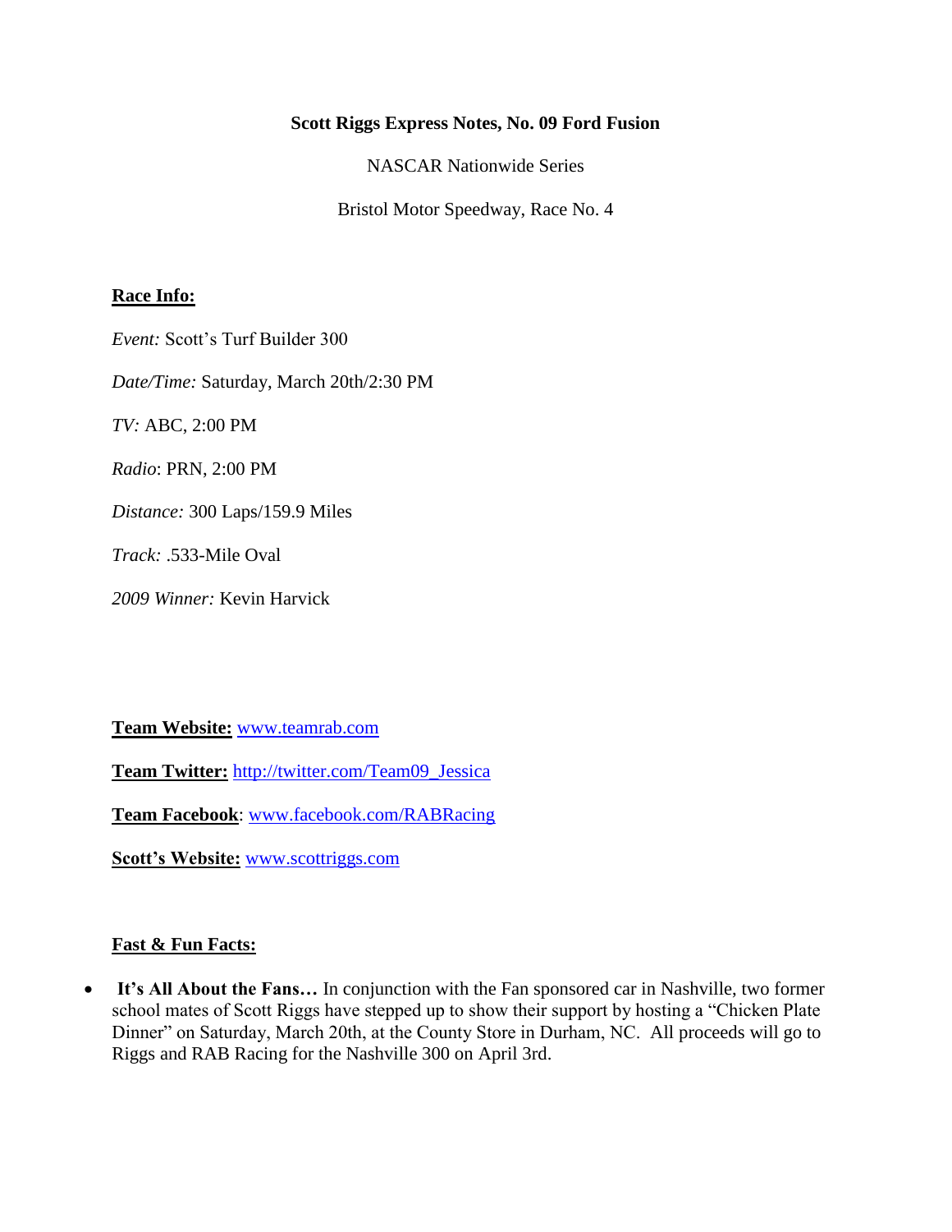**Scott Riggs Express Notes, No. 09 Ford Fusion**

NASCAR Nationwide Series

Bristol Motor Speedway, Race No. 4

**Race Info:**

*Event:* Scott's Turf Builder 300

*Date/Time:* Saturday, March 20th/2:30 PM

*TV:* ABC, 2:00 PM

*Radio*: PRN, 2:00 PM

*Distance:* 300 Laps/159.9 Miles

*Track:* .533-Mile Oval

*2009 Winner:* Kevin Harvick

**Team Website:** www.teamrab.com

**Team Twitter:** http://twitter.com/Team09_Jessica

**Team Facebook**: www.facebook.com/RABRacing

**Scott's Website:** www.scottriggs.com

**Fast & Fun Facts:**

- **It's All About the Fans…** In conjunction with the Fan sponsored car in Nashville, two former school mates of Scott Riggs have stepped up to show their support by hosting a "Chicken Plate Dinner" on Saturday, March 20th, at the County Store in Durham, NC. All proceeds will go to Riggs and RAB Racing for the Nashville 300 on April 3rd.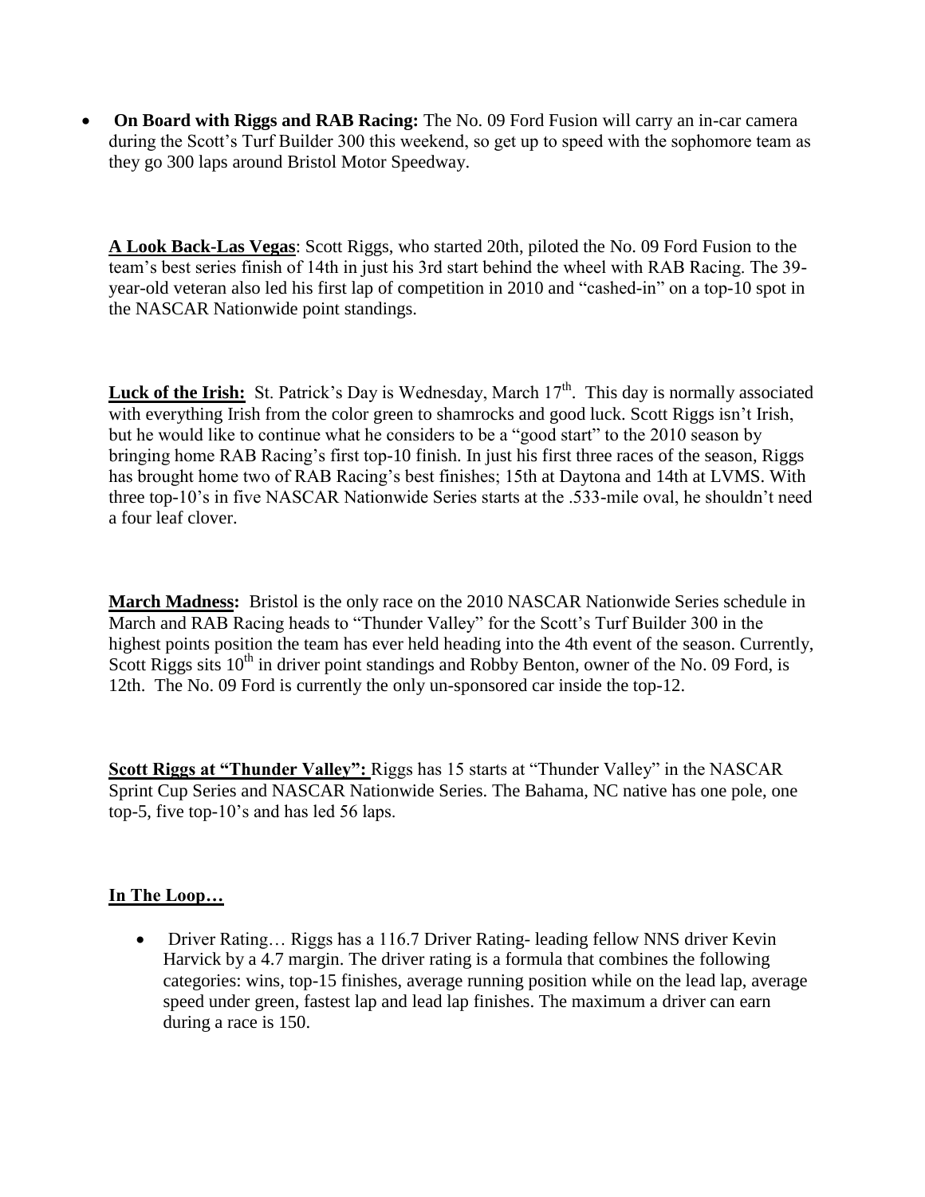- **On Board with Riggs and RAB Racing:** The No. 09 Ford Fusion will carry an in-car camera during the Scott's Turf Builder 300 this weekend, so get up to speed with the sophomore team as they go 300 laps around Bristol Motor Speedway.

**A Look Back-Las Vegas**: Scott Riggs, who started 20th, piloted the No. 09 Ford Fusion to the team's best series finish of 14th in just his 3rd start behind the wheel with RAB Racing. The 39-year-old veteran also led his first lap of competition in 2010 and "cashed-in" on a top-10 spot in the NASCAR Nationwide point standings.

**Luck of the Irish:** St. Patrick's Day is Wednesday, March 17th. This day is normally associated with everything Irish from the color green to shamrocks and good luck. Scott Riggs isn't Irish, but he would like to continue what he considers to be a "good start" to the 2010 season by bringing home RAB Racing's first top-10 finish. In just his first three races of the season, Riggs has brought home two of RAB Racing's best finishes; 15th at Daytona and 14th at LVMS. With three top-10's in five NASCAR Nationwide Series starts at the .533-mile oval, he shouldn't need a four leaf clover.

**March Madness:** Bristol is the only race on the 2010 NASCAR Nationwide Series schedule in March and RAB Racing heads to "Thunder Valley" for the Scott's Turf Builder 300 in the highest points position the team has ever held heading into the 4th event of the season. Currently, Scott Riggs sits 10th in driver point standings and Robby Benton, owner of the No. 09 Ford, is 12th. The No. 09 Ford is currently the only un-sponsored car inside the top-12.

**Scott Riggs at "Thunder Valley":** Riggs has 15 starts at "Thunder Valley" in the NASCAR Sprint Cup Series and NASCAR Nationwide Series. The Bahama, NC native has one pole, one top-5, five top-10's and has led 56 laps.

**In The Loop…**

- Driver Rating… Riggs has a 116.7 Driver Rating- leading fellow NNS driver Kevin Harvick by a 4.7 margin. The driver rating is a formula that combines the following categories: wins, top-15 finishes, average running position while on the lead lap, average speed under green, fastest lap and lead lap finishes. The maximum a driver can earn during a race is 150.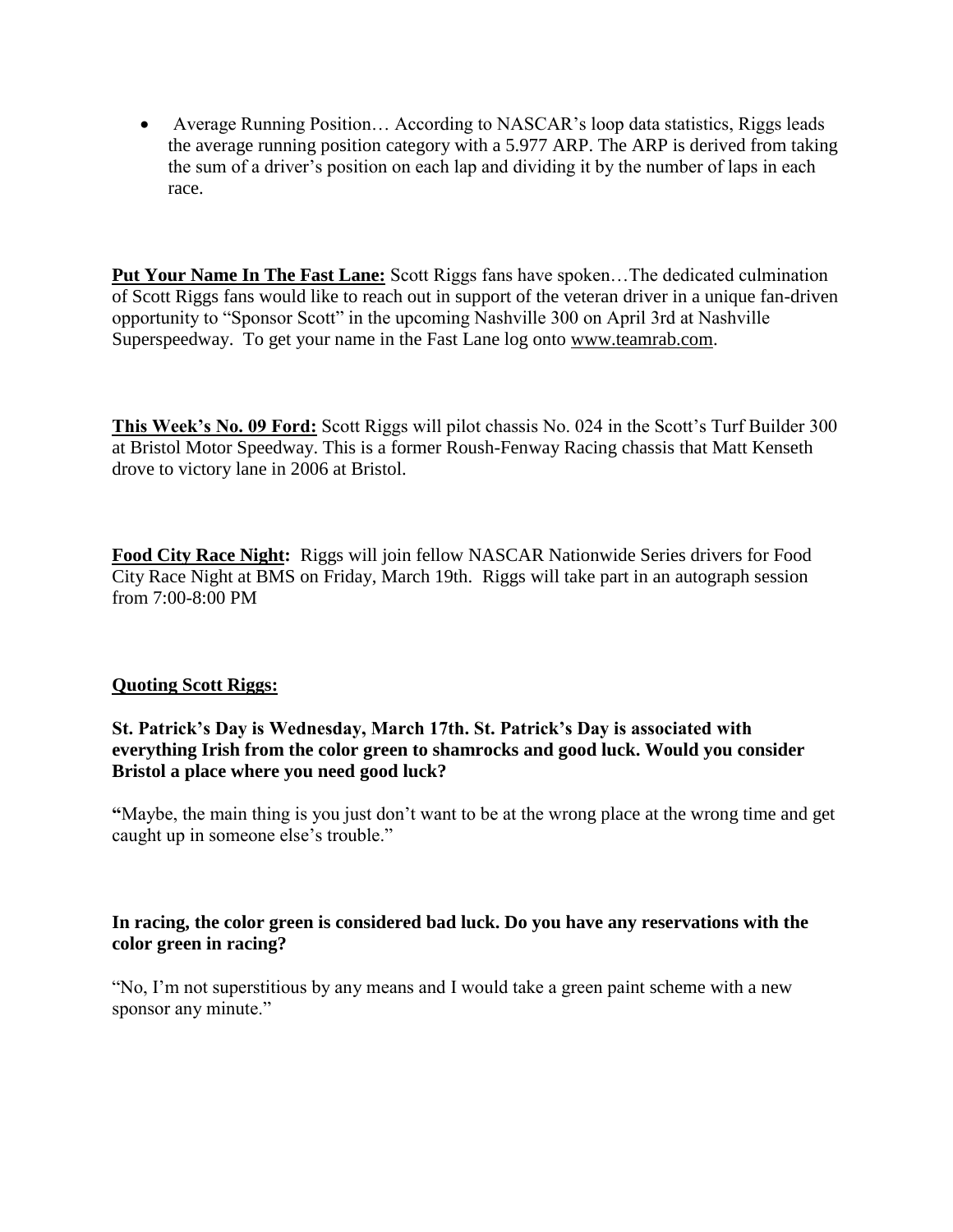- Average Running Position… According to NASCAR's loop data statistics, Riggs leads the average running position category with a 5.977 ARP. The ARP is derived from taking the sum of a driver's position on each lap and dividing it by the number of laps in each race.

**Put Your Name In The Fast Lane:** Scott Riggs fans have spoken…The dedicated culmination of Scott Riggs fans would like to reach out in support of the veteran driver in a unique fan-driven opportunity to "Sponsor Scott" in the upcoming Nashville 300 on April 3rd at Nashville Superspeedway. To get your name in the Fast Lane log onto www.teamrab.com.

**This Week's No. 09 Ford:** Scott Riggs will pilot chassis No. 024 in the Scott's Turf Builder 300 at Bristol Motor Speedway. This is a former Roush-Fenway Racing chassis that Matt Kenseth drove to victory lane in 2006 at Bristol.

**Food City Race Night:** Riggs will join fellow NASCAR Nationwide Series drivers for Food City Race Night at BMS on Friday, March 19th. Riggs will take part in an autograph session from 7:00-8:00 PM

**Quoting Scott Riggs:**

**St. Patrick's Day is Wednesday, March 17th. St. Patrick's Day is associated with everything Irish from the color green to shamrocks and good luck. Would you consider Bristol a place where you need good luck?**

"Maybe, the main thing is you just don't want to be at the wrong place at the wrong time and get caught up in someone else's trouble."

**In racing, the color green is considered bad luck. Do you have any reservations with the color green in racing?**

"No, I'm not superstitious by any means and I would take a green paint scheme with a new sponsor any minute."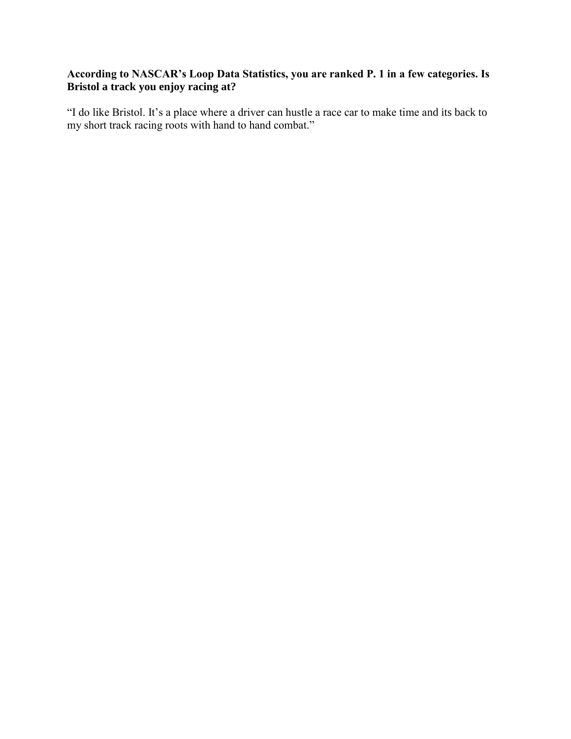**According to NASCAR's Loop Data Statistics, you are ranked P. 1 in a few categories. Is Bristol a track you enjoy racing at?**

"I do like Bristol. It's a place where a driver can hustle a race car to make time and its back to my short track racing roots with hand to hand combat."